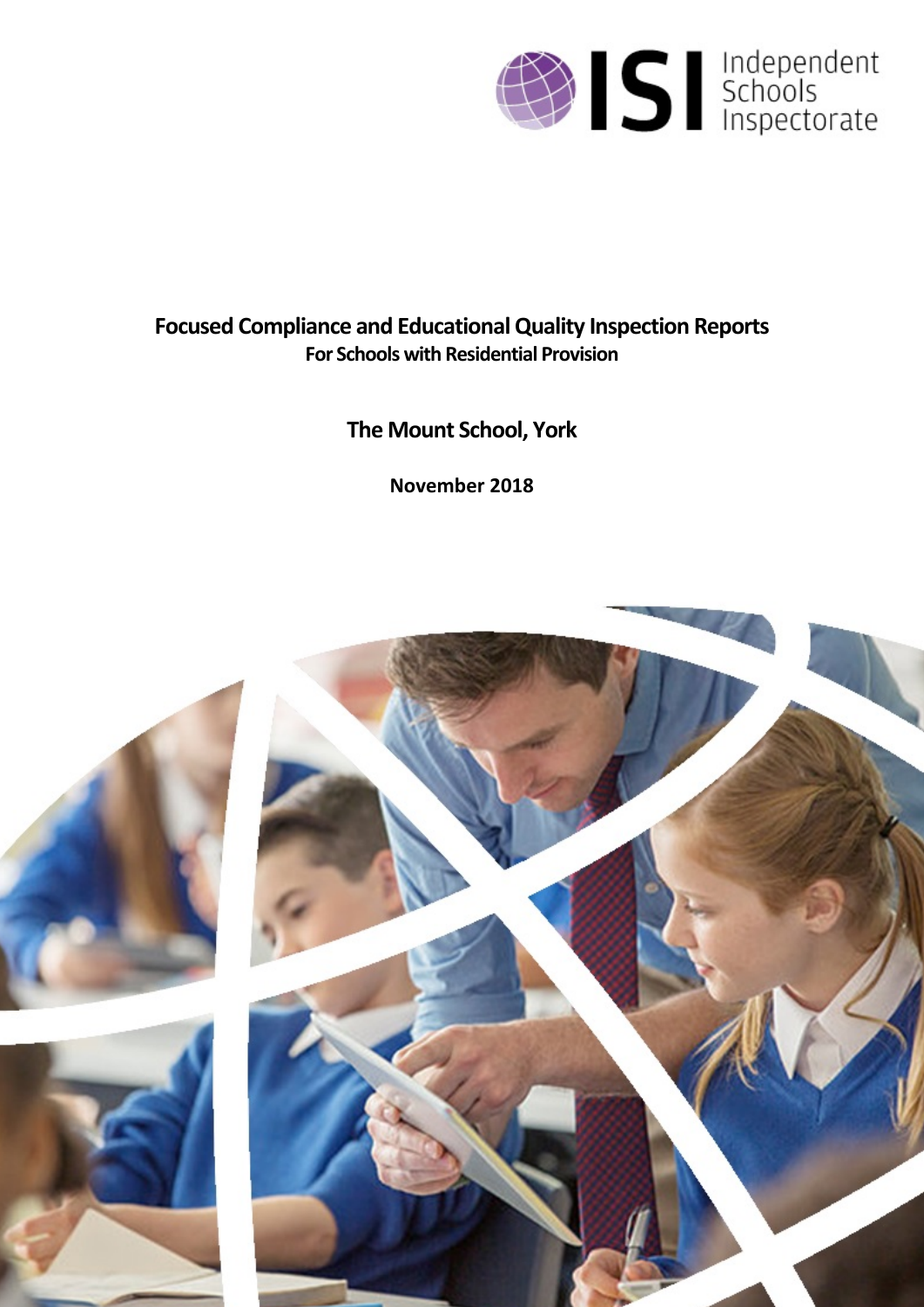# Focused Compliance and Educational Quality Inspection Reports

## For Schools with Residential Provision

## The Mount School, York

**November 2018**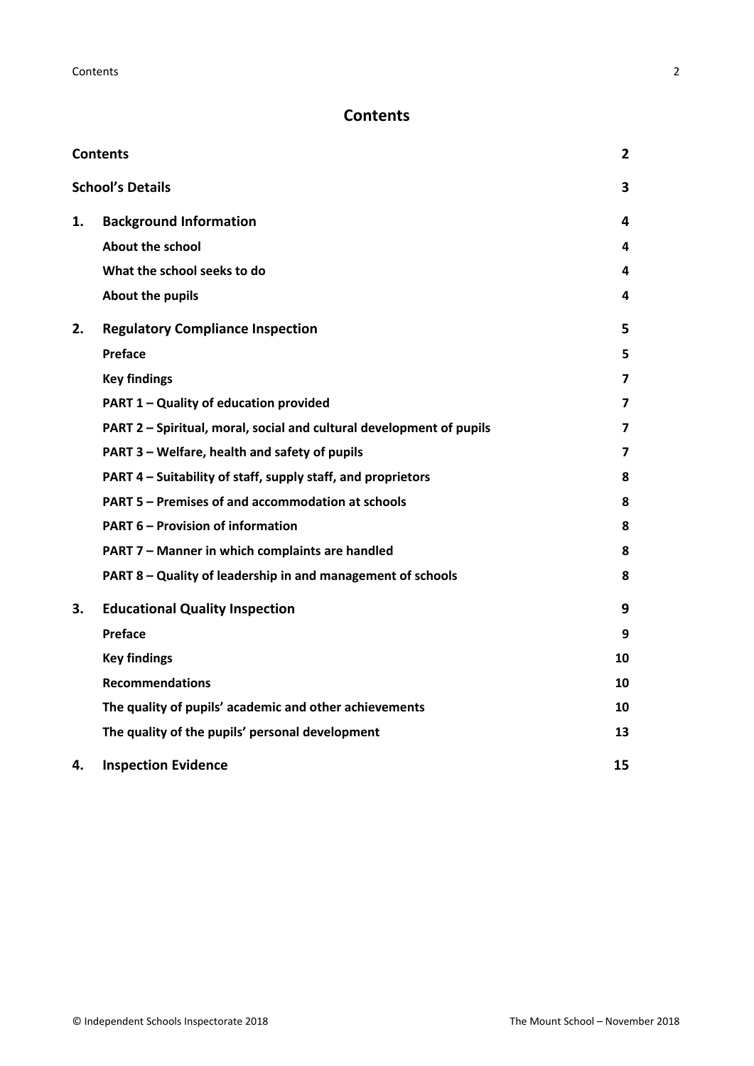# Contents

| | | |
|---|---|---|
| **Contents** | | **2** |
| **School's Details** | | **3** |
| **1.** | **Background Information** | **4** |
| | **About the school** | **4** |
| | **What the school seeks to do** | **4** |
| | **About the pupils** | **4** |
| **2.** | **Regulatory Compliance Inspection** | **5** |
| | **Preface** | **5** |
| | **Key findings** | **7** |
| | **PART 1 – Quality of education provided** | **7** |
| | **PART 2 – Spiritual, moral, social and cultural development of pupils** | **7** |
| | **PART 3 – Welfare, health and safety of pupils** | **7** |
| | **PART 4 – Suitability of staff, supply staff, and proprietors** | **8** |
| | **PART 5 – Premises of and accommodation at schools** | **8** |
| | **PART 6 – Provision of information** | **8** |
| | **PART 7 – Manner in which complaints are handled** | **8** |
| | **PART 8 – Quality of leadership in and management of schools** | **8** |
| **3.** | **Educational Quality Inspection** | **9** |
| | **Preface** | **9** |
| | **Key findings** | **10** |
| | **Recommendations** | **10** |
| | **The quality of pupils' academic and other achievements** | **10** |
| | **The quality of the pupils' personal development** | **13** |
| **4.** | **Inspection Evidence** | **15** |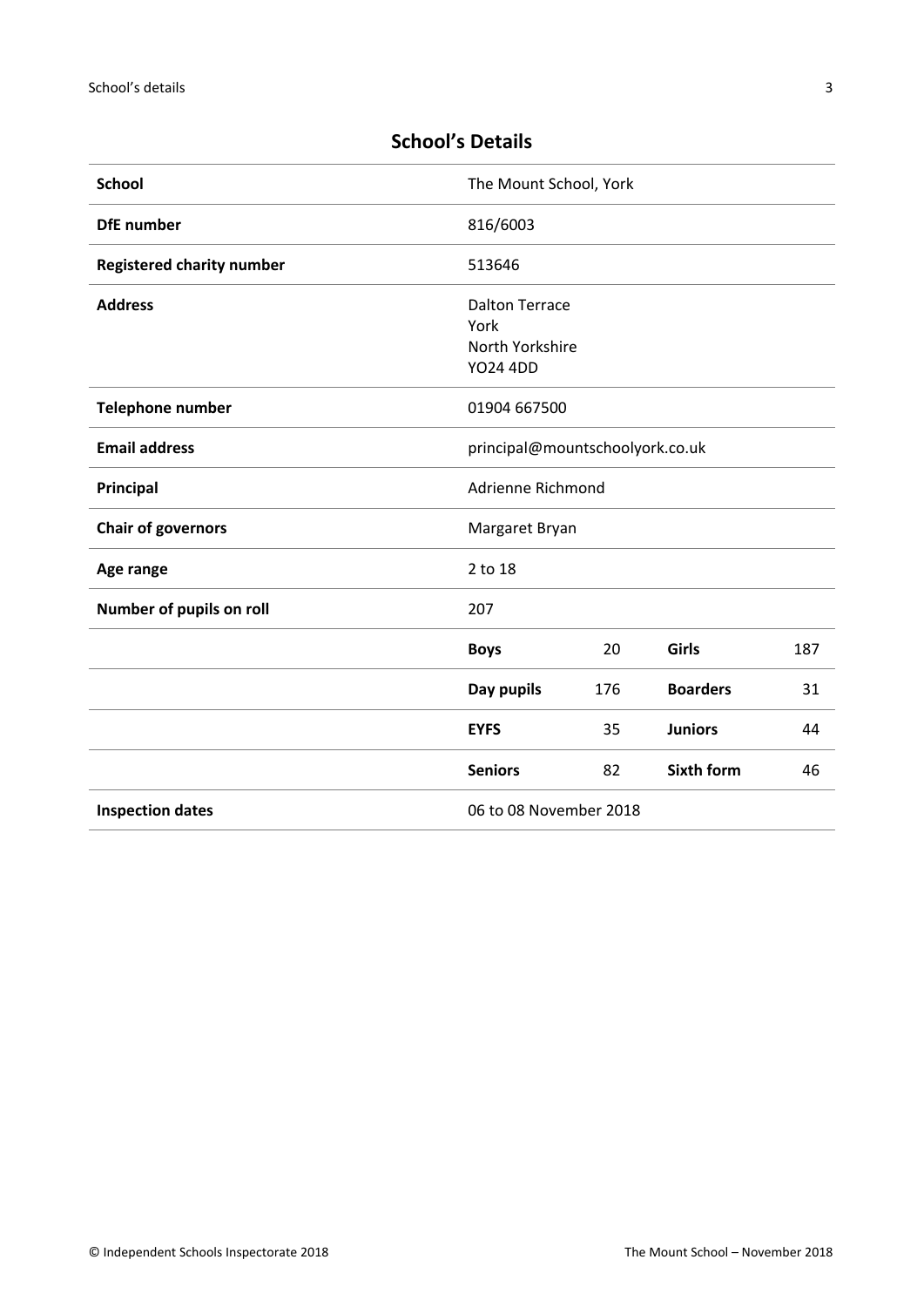## School's Details

| | | | | |
|---|---|---|---|---|
| **School** | The Mount School, York | | | |
| **DfE number** | 816/6003 | | | |
| **Registered charity number** | 513646 | | | |
| **Address** | Dalton Terrace<br>York<br>North Yorkshire<br>YO24 4DD | | | |
| **Telephone number** | 01904 667500 | | | |
| **Email address** | principal@mountschoolyork.co.uk | | | |
| **Principal** | Adrienne Richmond | | | |
| **Chair of governors** | Margaret Bryan | | | |
| **Age range** | 2 to 18 | | | |
| **Number of pupils on roll** | 207 | | | |
| | **Boys** | 20 | **Girls** | 187 |
| | **Day pupils** | 176 | **Boarders** | 31 |
| | **EYFS** | 35 | **Juniors** | 44 |
| | **Seniors** | 82 | **Sixth form** | 46 |
| **Inspection dates** | 06 to 08 November 2018 | | | |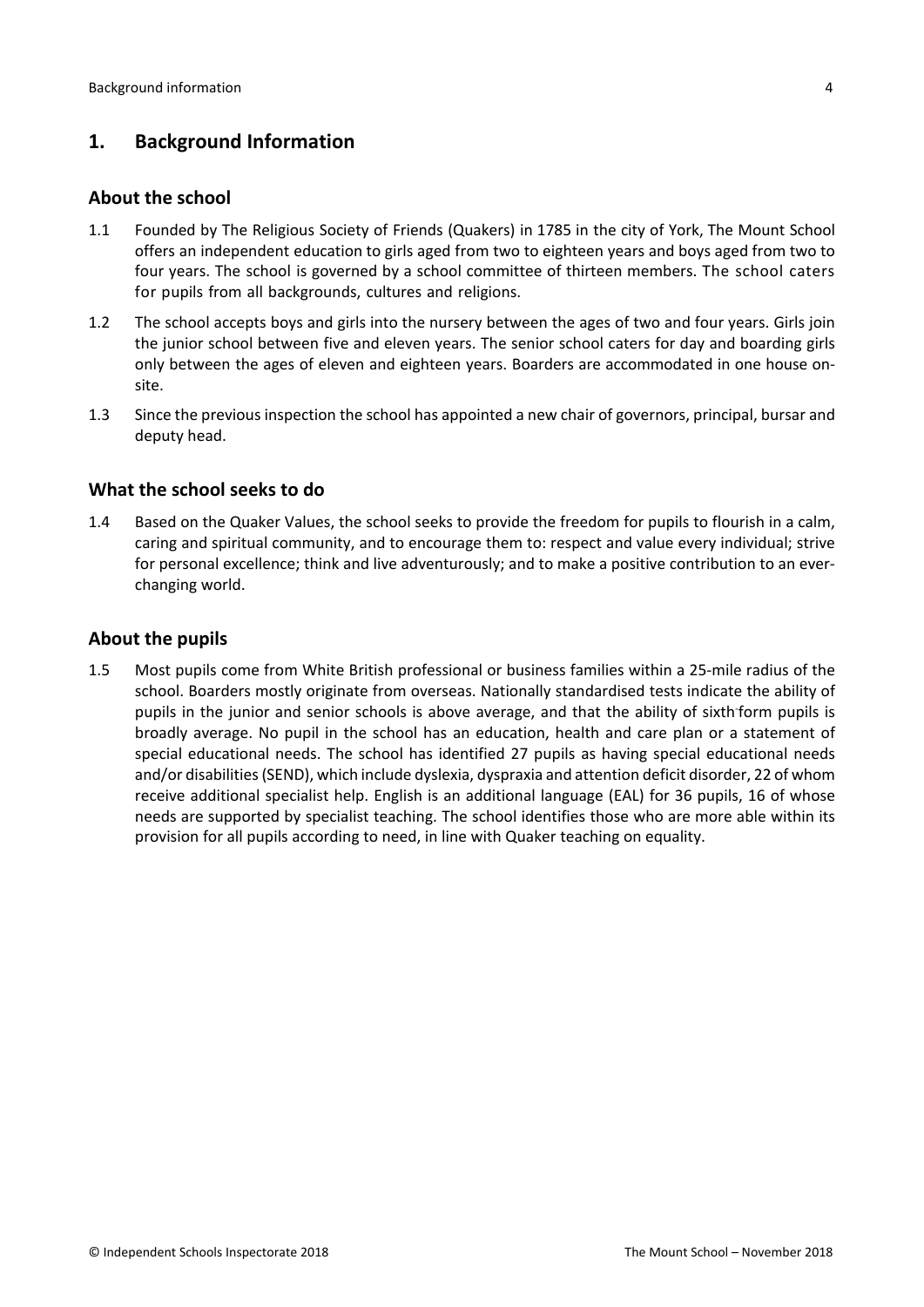## 1. Background Information

### About the school

1.1 Founded by The Religious Society of Friends (Quakers) in 1785 in the city of York, The Mount School offers an independent education to girls aged from two to eighteen years and boys aged from two to four years. The school is governed by a school committee of thirteen members. The school caters for pupils from all backgrounds, cultures and religions.

1.2 The school accepts boys and girls into the nursery between the ages of two and four years. Girls join the junior school between five and eleven years. The senior school caters for day and boarding girls only between the ages of eleven and eighteen years. Boarders are accommodated in one house on-site.

1.3 Since the previous inspection the school has appointed a new chair of governors, principal, bursar and deputy head.

### What the school seeks to do

1.4 Based on the Quaker Values, the school seeks to provide the freedom for pupils to flourish in a calm, caring and spiritual community, and to encourage them to: respect and value every individual; strive for personal excellence; think and live adventurously; and to make a positive contribution to an ever-changing world.

### About the pupils

1.5 Most pupils come from White British professional or business families within a 25-mile radius of the school. Boarders mostly originate from overseas. Nationally standardised tests indicate the ability of pupils in the junior and senior schools is above average, and that the ability of sixth form pupils is broadly average. No pupil in the school has an education, health and care plan or a statement of special educational needs. The school has identified 27 pupils as having special educational needs and/or disabilities (SEND), which include dyslexia, dyspraxia and attention deficit disorder, 22 of whom receive additional specialist help. English is an additional language (EAL) for 36 pupils, 16 of whose needs are supported by specialist teaching. The school identifies those who are more able within its provision for all pupils according to need, in line with Quaker teaching on equality.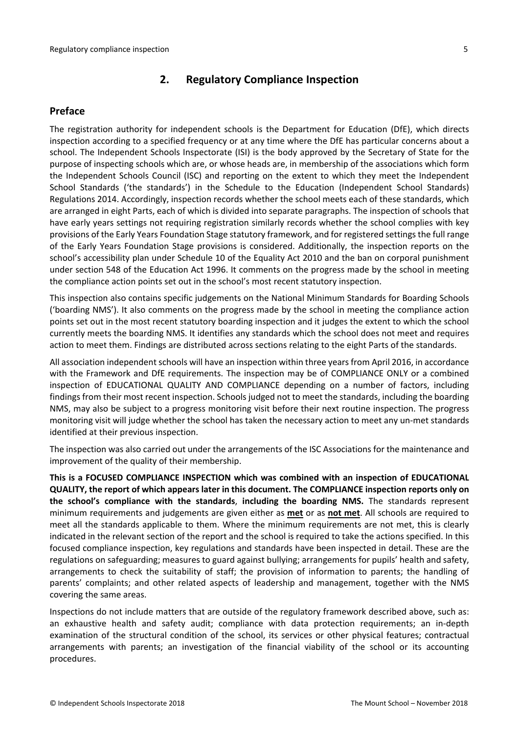## 2. Regulatory Compliance Inspection

### Preface

The registration authority for independent schools is the Department for Education (DfE), which directs inspection according to a specified frequency or at any time where the DfE has particular concerns about a school. The Independent Schools Inspectorate (ISI) is the body approved by the Secretary of State for the purpose of inspecting schools which are, or whose heads are, in membership of the associations which form the Independent Schools Council (ISC) and reporting on the extent to which they meet the Independent School Standards ('the standards') in the Schedule to the Education (Independent School Standards) Regulations 2014. Accordingly, inspection records whether the school meets each of these standards, which are arranged in eight Parts, each of which is divided into separate paragraphs. The inspection of schools that have early years settings not requiring registration similarly records whether the school complies with key provisions of the Early Years Foundation Stage statutory framework, and for registered settings the full range of the Early Years Foundation Stage provisions is considered. Additionally, the inspection reports on the school's accessibility plan under Schedule 10 of the Equality Act 2010 and the ban on corporal punishment under section 548 of the Education Act 1996. It comments on the progress made by the school in meeting the compliance action points set out in the school's most recent statutory inspection.

This inspection also contains specific judgements on the National Minimum Standards for Boarding Schools ('boarding NMS'). It also comments on the progress made by the school in meeting the compliance action points set out in the most recent statutory boarding inspection and it judges the extent to which the school currently meets the boarding NMS. It identifies any standards which the school does not meet and requires action to meet them. Findings are distributed across sections relating to the eight Parts of the standards.

All association independent schools will have an inspection within three years from April 2016, in accordance with the Framework and DfE requirements. The inspection may be of COMPLIANCE ONLY or a combined inspection of EDUCATIONAL QUALITY AND COMPLIANCE depending on a number of factors, including findings from their most recent inspection. Schools judged not to meet the standards, including the boarding NMS, may also be subject to a progress monitoring visit before their next routine inspection. The progress monitoring visit will judge whether the school has taken the necessary action to meet any un-met standards identified at their previous inspection.

The inspection was also carried out under the arrangements of the ISC Associations for the maintenance and improvement of the quality of their membership.

**This is a FOCUSED COMPLIANCE INSPECTION which was combined with an inspection of EDUCATIONAL QUALITY, the report of which appears later in this document. The COMPLIANCE inspection reports only on the school's compliance with the standards**, **including the boarding NMS.** The standards represent minimum requirements and judgements are given either as **met** or as **not met**. All schools are required to meet all the standards applicable to them. Where the minimum requirements are not met, this is clearly indicated in the relevant section of the report and the school is required to take the actions specified. In this focused compliance inspection, key regulations and standards have been inspected in detail. These are the regulations on safeguarding; measures to guard against bullying; arrangements for pupils' health and safety, arrangements to check the suitability of staff; the provision of information to parents; the handling of parents' complaints; and other related aspects of leadership and management, together with the NMS covering the same areas.

Inspections do not include matters that are outside of the regulatory framework described above, such as: an exhaustive health and safety audit; compliance with data protection requirements; an in-depth examination of the structural condition of the school, its services or other physical features; contractual arrangements with parents; an investigation of the financial viability of the school or its accounting procedures.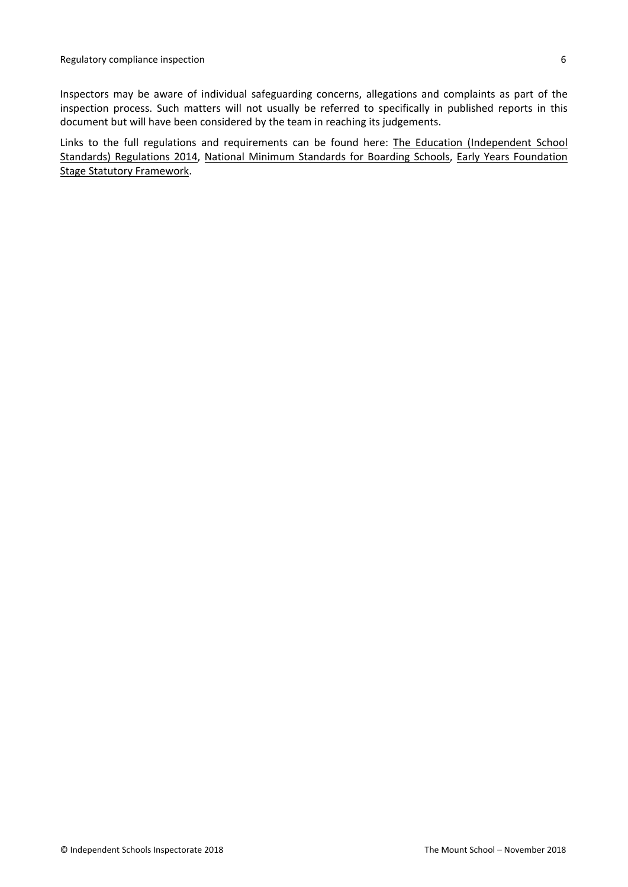Inspectors may be aware of individual safeguarding concerns, allegations and complaints as part of the inspection process. Such matters will not usually be referred to specifically in published reports in this document but will have been considered by the team in reaching its judgements.

Links to the full regulations and requirements can be found here: The Education (Independent School Standards) Regulations 2014, National Minimum Standards for Boarding Schools, Early Years Foundation Stage Statutory Framework.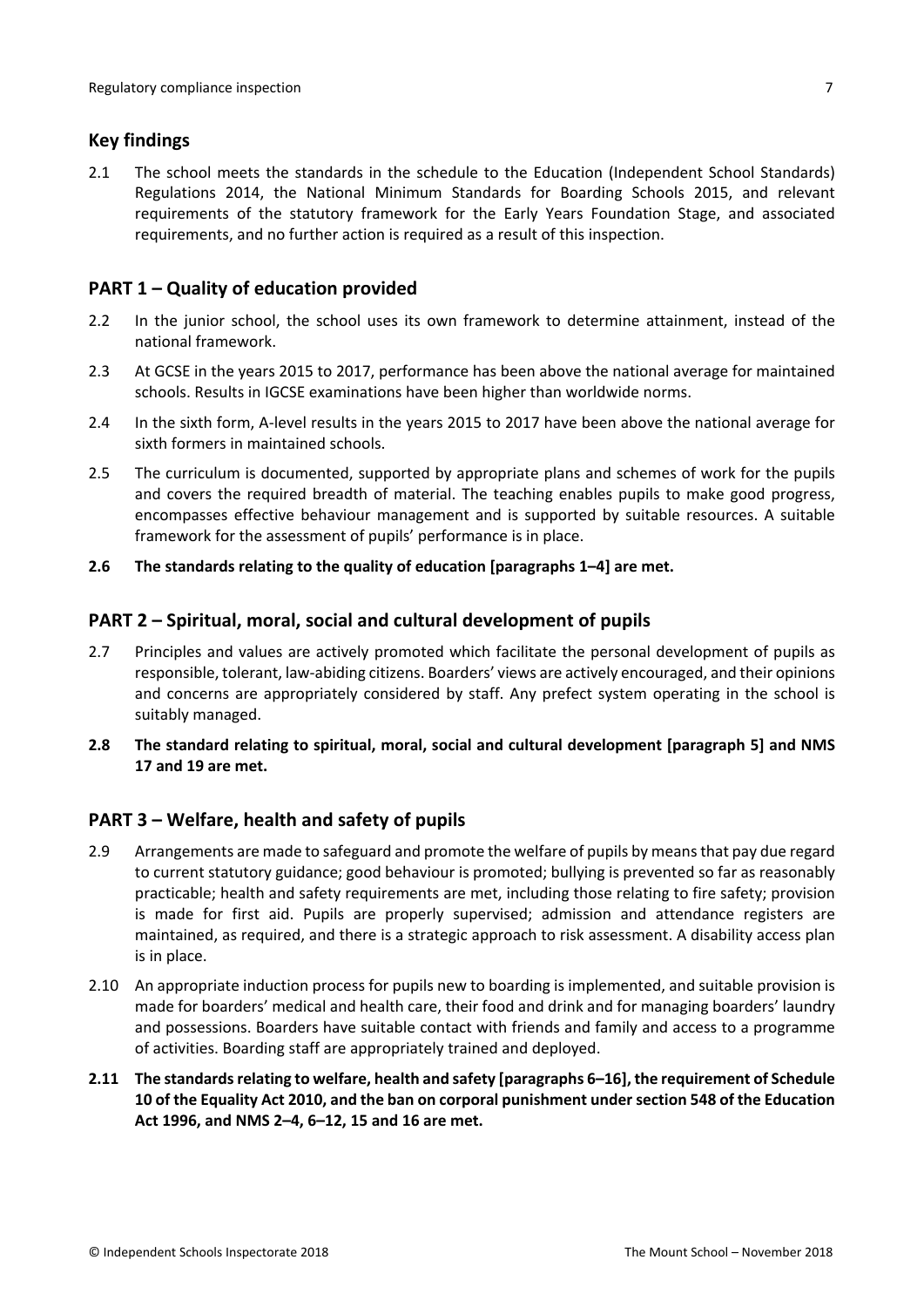## Key findings

2.1 The school meets the standards in the schedule to the Education (Independent School Standards) Regulations 2014, the National Minimum Standards for Boarding Schools 2015, and relevant requirements of the statutory framework for the Early Years Foundation Stage, and associated requirements, and no further action is required as a result of this inspection.

## PART 1 – Quality of education provided

2.2 In the junior school, the school uses its own framework to determine attainment, instead of the national framework.

2.3 At GCSE in the years 2015 to 2017, performance has been above the national average for maintained schools. Results in IGCSE examinations have been higher than worldwide norms.

2.4 In the sixth form, A-level results in the years 2015 to 2017 have been above the national average for sixth formers in maintained schools.

2.5 The curriculum is documented, supported by appropriate plans and schemes of work for the pupils and covers the required breadth of material. The teaching enables pupils to make good progress, encompasses effective behaviour management and is supported by suitable resources. A suitable framework for the assessment of pupils' performance is in place.

**2.6 The standards relating to the quality of education [paragraphs 1–4] are met.**

## PART 2 – Spiritual, moral, social and cultural development of pupils

2.7 Principles and values are actively promoted which facilitate the personal development of pupils as responsible, tolerant, law-abiding citizens. Boarders' views are actively encouraged, and their opinions and concerns are appropriately considered by staff. Any prefect system operating in the school is suitably managed.

**2.8 The standard relating to spiritual, moral, social and cultural development [paragraph 5] and NMS 17 and 19 are met.**

## PART 3 – Welfare, health and safety of pupils

2.9 Arrangements are made to safeguard and promote the welfare of pupils by means that pay due regard to current statutory guidance; good behaviour is promoted; bullying is prevented so far as reasonably practicable; health and safety requirements are met, including those relating to fire safety; provision is made for first aid. Pupils are properly supervised; admission and attendance registers are maintained, as required, and there is a strategic approach to risk assessment. A disability access plan is in place.

2.10 An appropriate induction process for pupils new to boarding is implemented, and suitable provision is made for boarders' medical and health care, their food and drink and for managing boarders' laundry and possessions. Boarders have suitable contact with friends and family and access to a programme of activities. Boarding staff are appropriately trained and deployed.

**2.11 The standards relating to welfare, health and safety [paragraphs 6–16], the requirement of Schedule 10 of the Equality Act 2010, and the ban on corporal punishment under section 548 of the Education Act 1996, and NMS 2–4, 6–12, 15 and 16 are met.**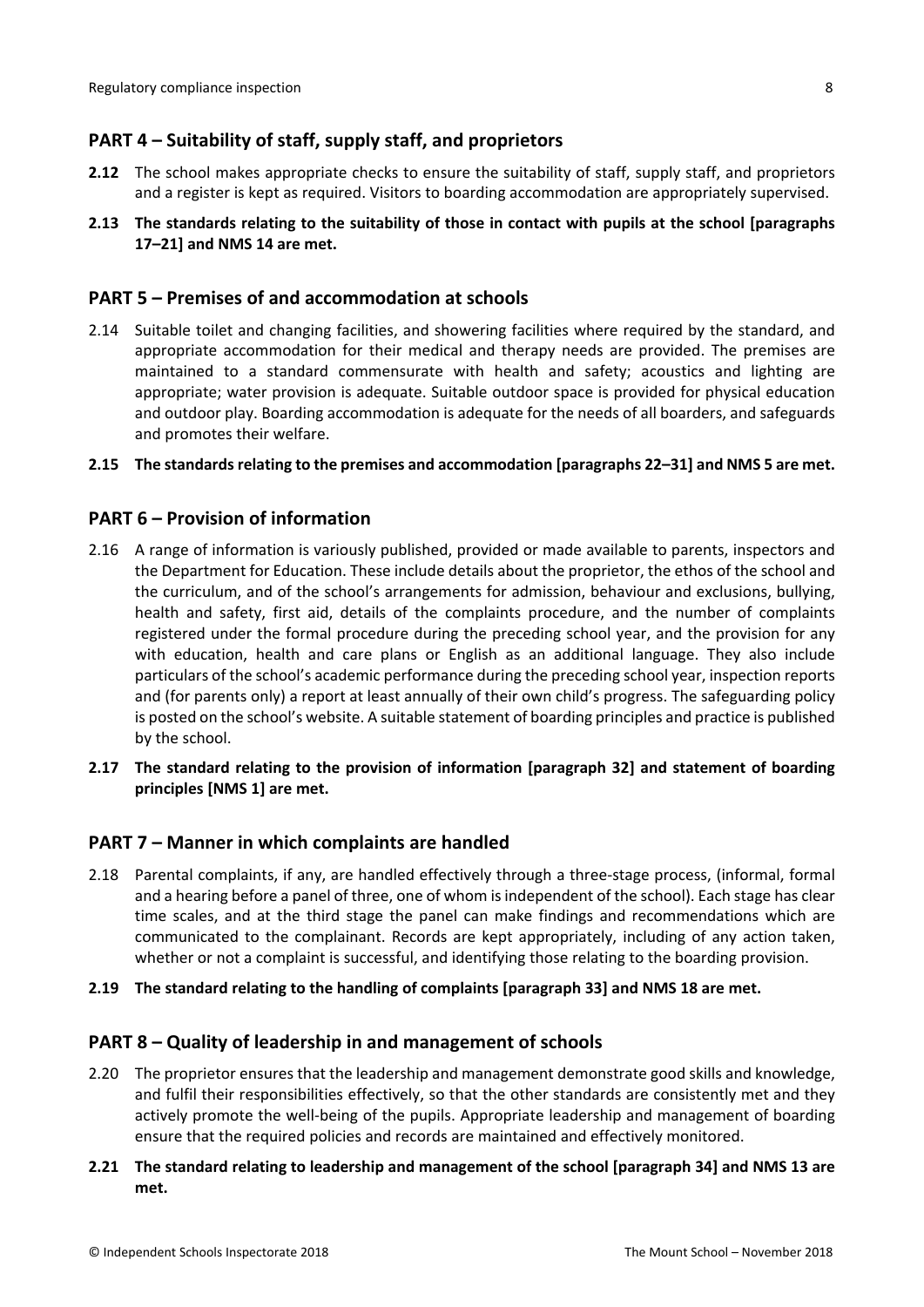## PART 4 – Suitability of staff, supply staff, and proprietors

**2.12** The school makes appropriate checks to ensure the suitability of staff, supply staff, and proprietors and a register is kept as required. Visitors to boarding accommodation are appropriately supervised.

**2.13 The standards relating to the suitability of those in contact with pupils at the school [paragraphs 17–21] and NMS 14 are met.**

## PART 5 – Premises of and accommodation at schools

2.14 Suitable toilet and changing facilities, and showering facilities where required by the standard, and appropriate accommodation for their medical and therapy needs are provided. The premises are maintained to a standard commensurate with health and safety; acoustics and lighting are appropriate; water provision is adequate. Suitable outdoor space is provided for physical education and outdoor play. Boarding accommodation is adequate for the needs of all boarders, and safeguards and promotes their welfare.

**2.15 The standards relating to the premises and accommodation [paragraphs 22–31] and NMS 5 are met.**

## PART 6 – Provision of information

2.16 A range of information is variously published, provided or made available to parents, inspectors and the Department for Education. These include details about the proprietor, the ethos of the school and the curriculum, and of the school's arrangements for admission, behaviour and exclusions, bullying, health and safety, first aid, details of the complaints procedure, and the number of complaints registered under the formal procedure during the preceding school year, and the provision for any with education, health and care plans or English as an additional language. They also include particulars of the school's academic performance during the preceding school year, inspection reports and (for parents only) a report at least annually of their own child's progress. The safeguarding policy is posted on the school's website. A suitable statement of boarding principles and practice is published by the school.

**2.17 The standard relating to the provision of information [paragraph 32] and statement of boarding principles [NMS 1] are met.**

## PART 7 – Manner in which complaints are handled

2.18 Parental complaints, if any, are handled effectively through a three-stage process, (informal, formal and a hearing before a panel of three, one of whom is independent of the school). Each stage has clear time scales, and at the third stage the panel can make findings and recommendations which are communicated to the complainant. Records are kept appropriately, including of any action taken, whether or not a complaint is successful, and identifying those relating to the boarding provision.

**2.19 The standard relating to the handling of complaints [paragraph 33] and NMS 18 are met.**

## PART 8 – Quality of leadership in and management of schools

2.20 The proprietor ensures that the leadership and management demonstrate good skills and knowledge, and fulfil their responsibilities effectively, so that the other standards are consistently met and they actively promote the well-being of the pupils. Appropriate leadership and management of boarding ensure that the required policies and records are maintained and effectively monitored.

**2.21 The standard relating to leadership and management of the school [paragraph 34] and NMS 13 are met.**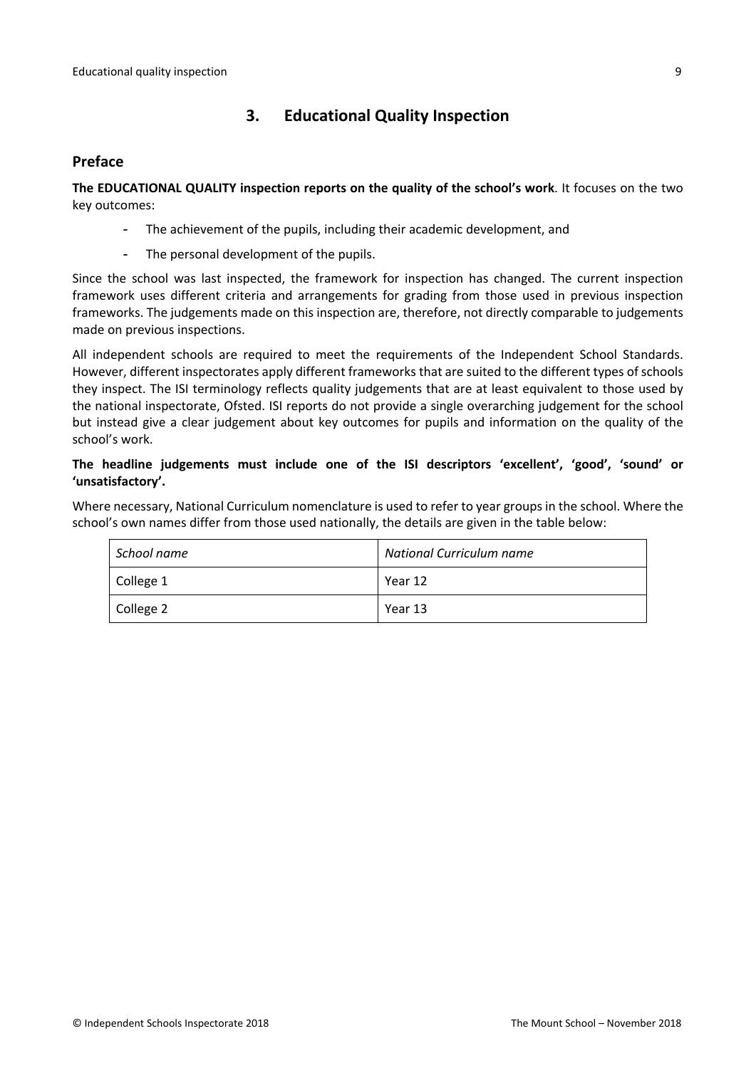## 3. Educational Quality Inspection

### Preface

**The EDUCATIONAL QUALITY inspection reports on the quality of the school's work**. It focuses on the two key outcomes:

- The achievement of the pupils, including their academic development, and
- The personal development of the pupils.

Since the school was last inspected, the framework for inspection has changed. The current inspection framework uses different criteria and arrangements for grading from those used in previous inspection frameworks. The judgements made on this inspection are, therefore, not directly comparable to judgements made on previous inspections.

All independent schools are required to meet the requirements of the Independent School Standards. However, different inspectorates apply different frameworks that are suited to the different types of schools they inspect. The ISI terminology reflects quality judgements that are at least equivalent to those used by the national inspectorate, Ofsted. ISI reports do not provide a single overarching judgement for the school but instead give a clear judgement about key outcomes for pupils and information on the quality of the school's work.

**The headline judgements must include one of the ISI descriptors 'excellent', 'good', 'sound' or 'unsatisfactory'.**

Where necessary, National Curriculum nomenclature is used to refer to year groups in the school. Where the school's own names differ from those used nationally, the details are given in the table below:

| *School name* | *National Curriculum name* |
| --- | --- |
| College 1 | Year 12 |
| College 2 | Year 13 |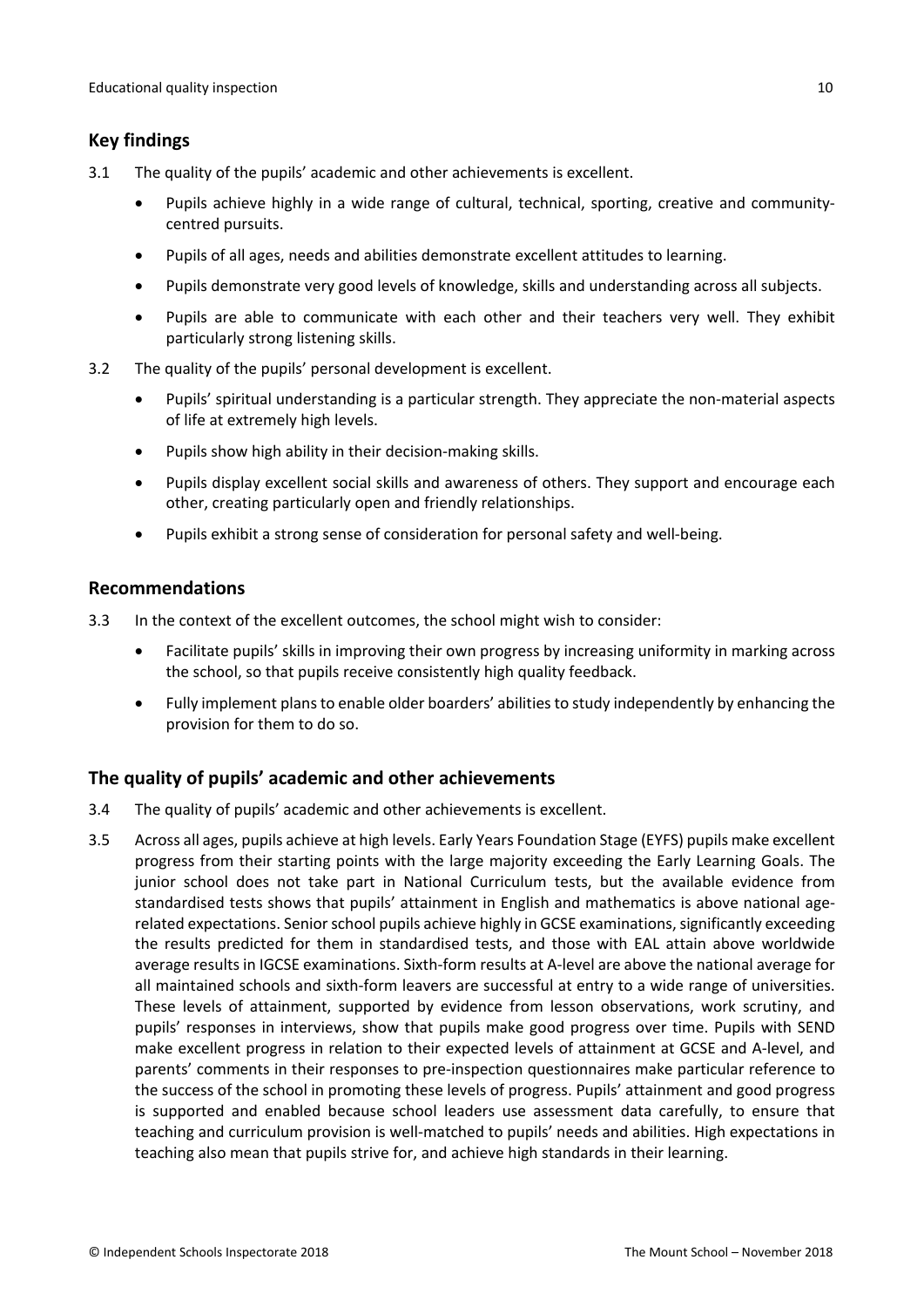## Key findings

3.1 The quality of the pupils' academic and other achievements is excellent.

- Pupils achieve highly in a wide range of cultural, technical, sporting, creative and community-centred pursuits.
- Pupils of all ages, needs and abilities demonstrate excellent attitudes to learning.
- Pupils demonstrate very good levels of knowledge, skills and understanding across all subjects.
- Pupils are able to communicate with each other and their teachers very well. They exhibit particularly strong listening skills.

3.2 The quality of the pupils' personal development is excellent.

- Pupils' spiritual understanding is a particular strength. They appreciate the non-material aspects of life at extremely high levels.
- Pupils show high ability in their decision-making skills.
- Pupils display excellent social skills and awareness of others. They support and encourage each other, creating particularly open and friendly relationships.
- Pupils exhibit a strong sense of consideration for personal safety and well-being.

## Recommendations

3.3 In the context of the excellent outcomes, the school might wish to consider:

- Facilitate pupils' skills in improving their own progress by increasing uniformity in marking across the school, so that pupils receive consistently high quality feedback.
- Fully implement plans to enable older boarders' abilities to study independently by enhancing the provision for them to do so.

## The quality of pupils' academic and other achievements

3.4 The quality of pupils' academic and other achievements is excellent.

3.5 Across all ages, pupils achieve at high levels. Early Years Foundation Stage (EYFS) pupils make excellent progress from their starting points with the large majority exceeding the Early Learning Goals. The junior school does not take part in National Curriculum tests, but the available evidence from standardised tests shows that pupils' attainment in English and mathematics is above national age-related expectations. Senior school pupils achieve highly in GCSE examinations, significantly exceeding the results predicted for them in standardised tests, and those with EAL attain above worldwide average results in IGCSE examinations. Sixth-form results at A-level are above the national average for all maintained schools and sixth-form leavers are successful at entry to a wide range of universities. These levels of attainment, supported by evidence from lesson observations, work scrutiny, and pupils' responses in interviews, show that pupils make good progress over time. Pupils with SEND make excellent progress in relation to their expected levels of attainment at GCSE and A-level, and parents' comments in their responses to pre-inspection questionnaires make particular reference to the success of the school in promoting these levels of progress. Pupils' attainment and good progress is supported and enabled because school leaders use assessment data carefully, to ensure that teaching and curriculum provision is well-matched to pupils' needs and abilities. High expectations in teaching also mean that pupils strive for, and achieve high standards in their learning.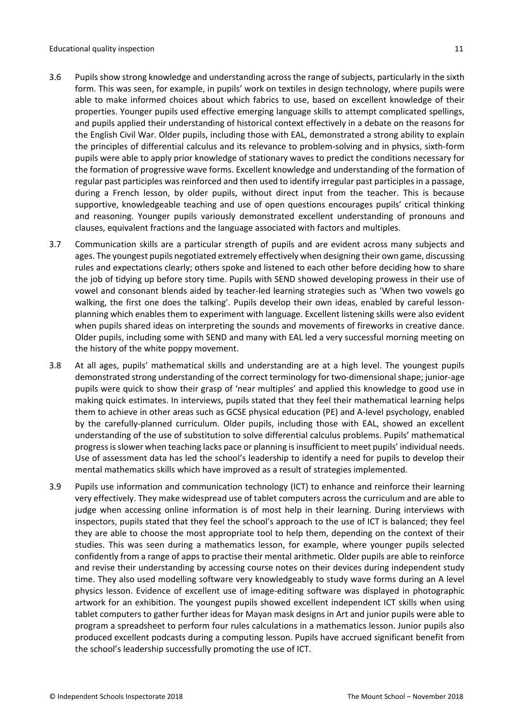3.6 Pupils show strong knowledge and understanding across the range of subjects, particularly in the sixth form. This was seen, for example, in pupils' work on textiles in design technology, where pupils were able to make informed choices about which fabrics to use, based on excellent knowledge of their properties. Younger pupils used effective emerging language skills to attempt complicated spellings, and pupils applied their understanding of historical context effectively in a debate on the reasons for the English Civil War. Older pupils, including those with EAL, demonstrated a strong ability to explain the principles of differential calculus and its relevance to problem-solving and in physics, sixth-form pupils were able to apply prior knowledge of stationary waves to predict the conditions necessary for the formation of progressive wave forms. Excellent knowledge and understanding of the formation of regular past participles was reinforced and then used to identify irregular past participles in a passage, during a French lesson, by older pupils, without direct input from the teacher. This is because supportive, knowledgeable teaching and use of open questions encourages pupils' critical thinking and reasoning. Younger pupils variously demonstrated excellent understanding of pronouns and clauses, equivalent fractions and the language associated with factors and multiples.

3.7 Communication skills are a particular strength of pupils and are evident across many subjects and ages. The youngest pupils negotiated extremely effectively when designing their own game, discussing rules and expectations clearly; others spoke and listened to each other before deciding how to share the job of tidying up before story time. Pupils with SEND showed developing prowess in their use of vowel and consonant blends aided by teacher-led learning strategies such as 'When two vowels go walking, the first one does the talking'. Pupils develop their own ideas, enabled by careful lesson-planning which enables them to experiment with language. Excellent listening skills were also evident when pupils shared ideas on interpreting the sounds and movements of fireworks in creative dance. Older pupils, including some with SEND and many with EAL led a very successful morning meeting on the history of the white poppy movement.

3.8 At all ages, pupils' mathematical skills and understanding are at a high level. The youngest pupils demonstrated strong understanding of the correct terminology for two-dimensional shape; junior-age pupils were quick to show their grasp of 'near multiples' and applied this knowledge to good use in making quick estimates. In interviews, pupils stated that they feel their mathematical learning helps them to achieve in other areas such as GCSE physical education (PE) and A-level psychology, enabled by the carefully-planned curriculum. Older pupils, including those with EAL, showed an excellent understanding of the use of substitution to solve differential calculus problems. Pupils' mathematical progress is slower when teaching lacks pace or planning is insufficient to meet pupils' individual needs. Use of assessment data has led the school's leadership to identify a need for pupils to develop their mental mathematics skills which have improved as a result of strategies implemented.

3.9 Pupils use information and communication technology (ICT) to enhance and reinforce their learning very effectively. They make widespread use of tablet computers across the curriculum and are able to judge when accessing online information is of most help in their learning. During interviews with inspectors, pupils stated that they feel the school's approach to the use of ICT is balanced; they feel they are able to choose the most appropriate tool to help them, depending on the context of their studies. This was seen during a mathematics lesson, for example, where younger pupils selected confidently from a range of apps to practise their mental arithmetic. Older pupils are able to reinforce and revise their understanding by accessing course notes on their devices during independent study time. They also used modelling software very knowledgeably to study wave forms during an A level physics lesson. Evidence of excellent use of image-editing software was displayed in photographic artwork for an exhibition. The youngest pupils showed excellent independent ICT skills when using tablet computers to gather further ideas for Mayan mask designs in Art and junior pupils were able to program a spreadsheet to perform four rules calculations in a mathematics lesson. Junior pupils also produced excellent podcasts during a computing lesson. Pupils have accrued significant benefit from the school's leadership successfully promoting the use of ICT.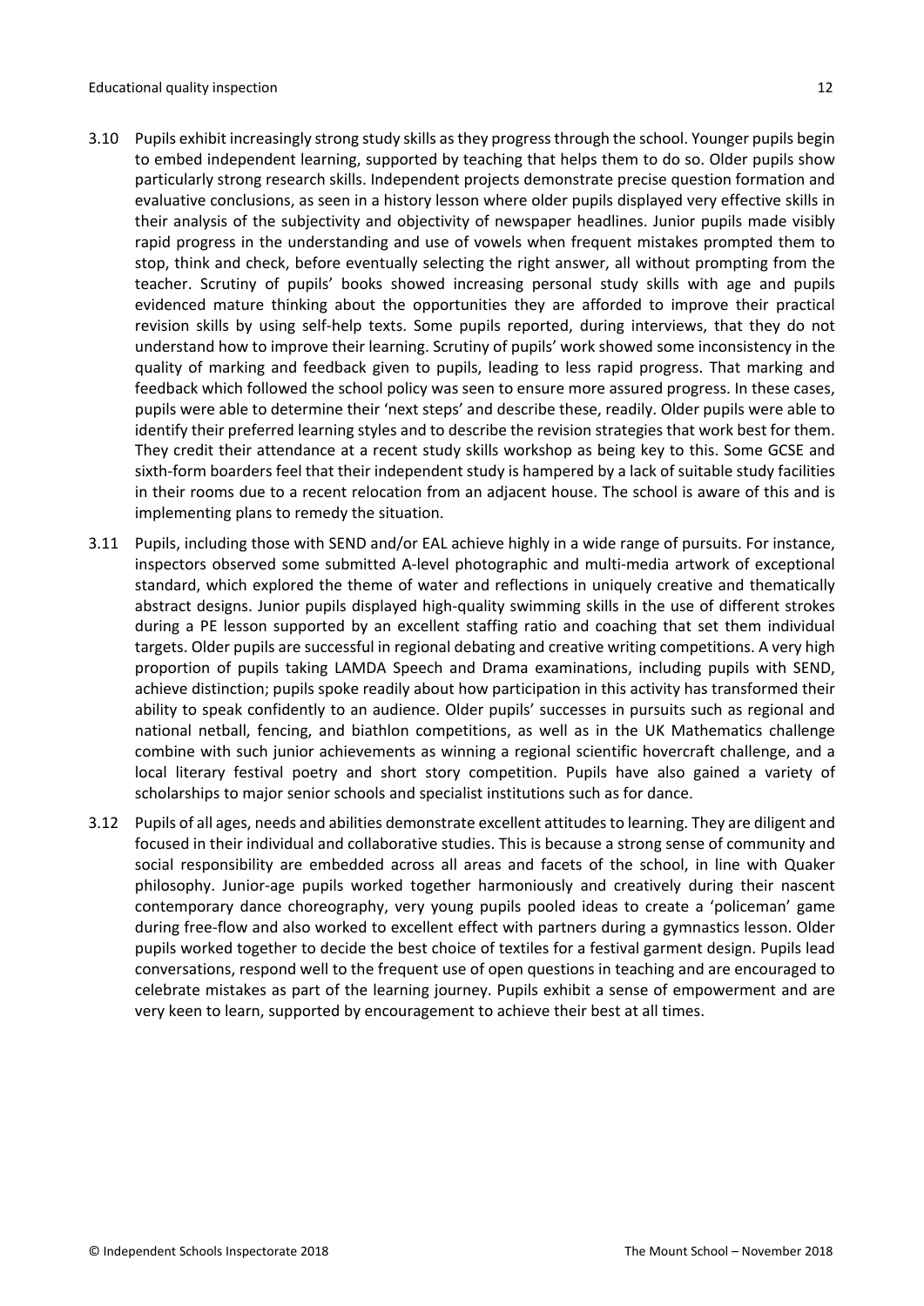3.10 Pupils exhibit increasingly strong study skills as they progress through the school. Younger pupils begin to embed independent learning, supported by teaching that helps them to do so. Older pupils show particularly strong research skills. Independent projects demonstrate precise question formation and evaluative conclusions, as seen in a history lesson where older pupils displayed very effective skills in their analysis of the subjectivity and objectivity of newspaper headlines. Junior pupils made visibly rapid progress in the understanding and use of vowels when frequent mistakes prompted them to stop, think and check, before eventually selecting the right answer, all without prompting from the teacher. Scrutiny of pupils' books showed increasing personal study skills with age and pupils evidenced mature thinking about the opportunities they are afforded to improve their practical revision skills by using self-help texts. Some pupils reported, during interviews, that they do not understand how to improve their learning. Scrutiny of pupils' work showed some inconsistency in the quality of marking and feedback given to pupils, leading to less rapid progress. That marking and feedback which followed the school policy was seen to ensure more assured progress. In these cases, pupils were able to determine their 'next steps' and describe these, readily. Older pupils were able to identify their preferred learning styles and to describe the revision strategies that work best for them. They credit their attendance at a recent study skills workshop as being key to this. Some GCSE and sixth-form boarders feel that their independent study is hampered by a lack of suitable study facilities in their rooms due to a recent relocation from an adjacent house. The school is aware of this and is implementing plans to remedy the situation.

3.11 Pupils, including those with SEND and/or EAL achieve highly in a wide range of pursuits. For instance, inspectors observed some submitted A-level photographic and multi-media artwork of exceptional standard, which explored the theme of water and reflections in uniquely creative and thematically abstract designs. Junior pupils displayed high-quality swimming skills in the use of different strokes during a PE lesson supported by an excellent staffing ratio and coaching that set them individual targets. Older pupils are successful in regional debating and creative writing competitions. A very high proportion of pupils taking LAMDA Speech and Drama examinations, including pupils with SEND, achieve distinction; pupils spoke readily about how participation in this activity has transformed their ability to speak confidently to an audience. Older pupils' successes in pursuits such as regional and national netball, fencing, and biathlon competitions, as well as in the UK Mathematics challenge combine with such junior achievements as winning a regional scientific hovercraft challenge, and a local literary festival poetry and short story competition. Pupils have also gained a variety of scholarships to major senior schools and specialist institutions such as for dance.

3.12 Pupils of all ages, needs and abilities demonstrate excellent attitudes to learning. They are diligent and focused in their individual and collaborative studies. This is because a strong sense of community and social responsibility are embedded across all areas and facets of the school, in line with Quaker philosophy. Junior-age pupils worked together harmoniously and creatively during their nascent contemporary dance choreography, very young pupils pooled ideas to create a 'policeman' game during free-flow and also worked to excellent effect with partners during a gymnastics lesson. Older pupils worked together to decide the best choice of textiles for a festival garment design. Pupils lead conversations, respond well to the frequent use of open questions in teaching and are encouraged to celebrate mistakes as part of the learning journey. Pupils exhibit a sense of empowerment and are very keen to learn, supported by encouragement to achieve their best at all times.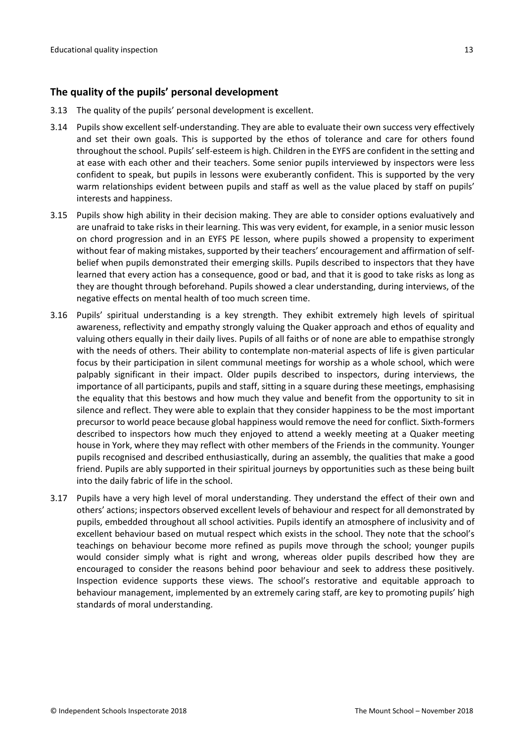## The quality of the pupils' personal development

3.13 The quality of the pupils' personal development is excellent.

3.14 Pupils show excellent self-understanding. They are able to evaluate their own success very effectively and set their own goals. This is supported by the ethos of tolerance and care for others found throughout the school. Pupils' self-esteem is high. Children in the EYFS are confident in the setting and at ease with each other and their teachers. Some senior pupils interviewed by inspectors were less confident to speak, but pupils in lessons were exuberantly confident. This is supported by the very warm relationships evident between pupils and staff as well as the value placed by staff on pupils' interests and happiness.

3.15 Pupils show high ability in their decision making. They are able to consider options evaluatively and are unafraid to take risks in their learning. This was very evident, for example, in a senior music lesson on chord progression and in an EYFS PE lesson, where pupils showed a propensity to experiment without fear of making mistakes, supported by their teachers' encouragement and affirmation of self-belief when pupils demonstrated their emerging skills. Pupils described to inspectors that they have learned that every action has a consequence, good or bad, and that it is good to take risks as long as they are thought through beforehand. Pupils showed a clear understanding, during interviews, of the negative effects on mental health of too much screen time.

3.16 Pupils' spiritual understanding is a key strength. They exhibit extremely high levels of spiritual awareness, reflectivity and empathy strongly valuing the Quaker approach and ethos of equality and valuing others equally in their daily lives. Pupils of all faiths or of none are able to empathise strongly with the needs of others. Their ability to contemplate non-material aspects of life is given particular focus by their participation in silent communal meetings for worship as a whole school, which were palpably significant in their impact. Older pupils described to inspectors, during interviews, the importance of all participants, pupils and staff, sitting in a square during these meetings, emphasising the equality that this bestows and how much they value and benefit from the opportunity to sit in silence and reflect. They were able to explain that they consider happiness to be the most important precursor to world peace because global happiness would remove the need for conflict. Sixth-formers described to inspectors how much they enjoyed to attend a weekly meeting at a Quaker meeting house in York, where they may reflect with other members of the Friends in the community. Younger pupils recognised and described enthusiastically, during an assembly, the qualities that make a good friend. Pupils are ably supported in their spiritual journeys by opportunities such as these being built into the daily fabric of life in the school.

3.17 Pupils have a very high level of moral understanding. They understand the effect of their own and others' actions; inspectors observed excellent levels of behaviour and respect for all demonstrated by pupils, embedded throughout all school activities. Pupils identify an atmosphere of inclusivity and of excellent behaviour based on mutual respect which exists in the school. They note that the school's teachings on behaviour become more refined as pupils move through the school; younger pupils would consider simply what is right and wrong, whereas older pupils described how they are encouraged to consider the reasons behind poor behaviour and seek to address these positively. Inspection evidence supports these views. The school's restorative and equitable approach to behaviour management, implemented by an extremely caring staff, are key to promoting pupils' high standards of moral understanding.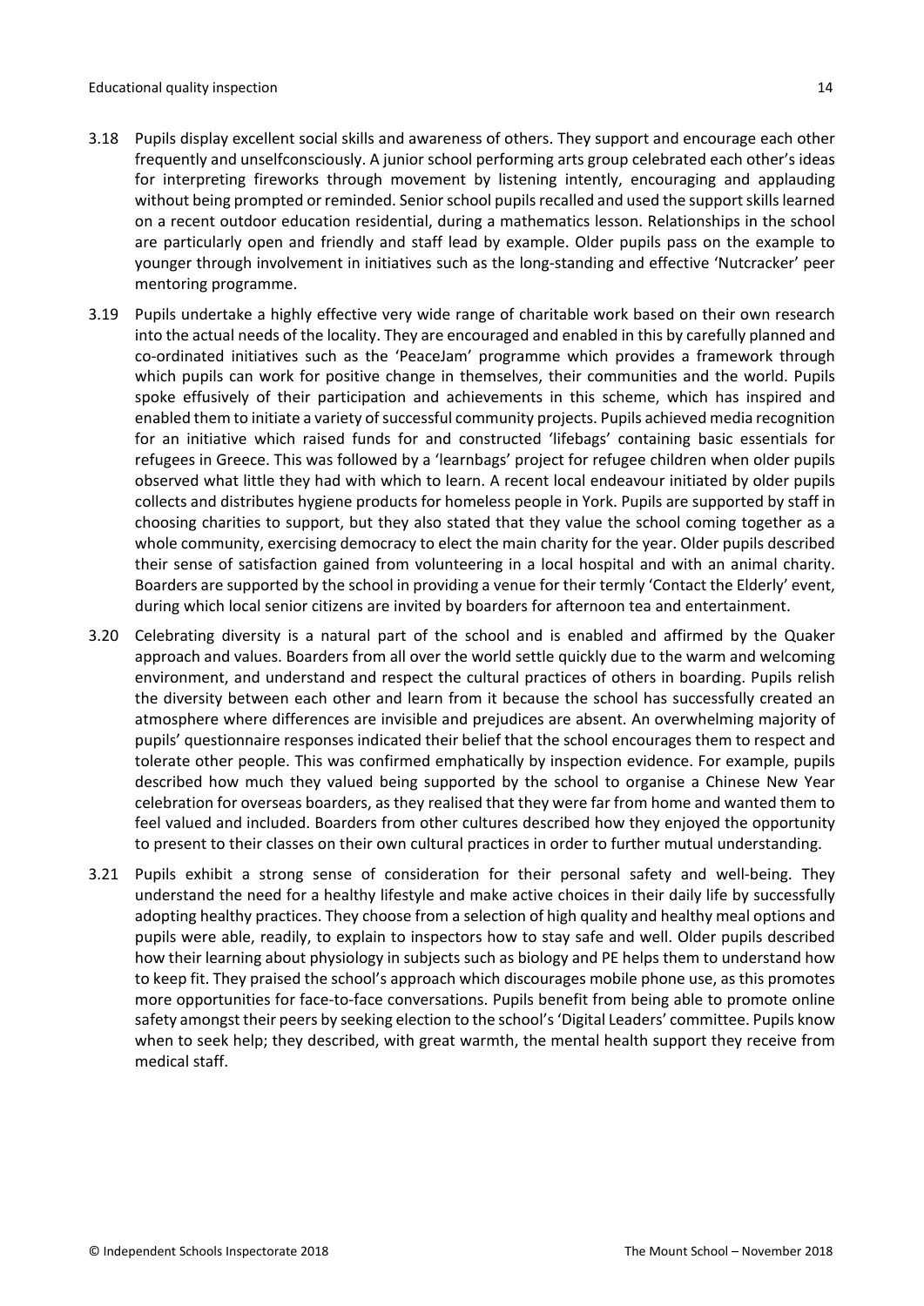3.18 Pupils display excellent social skills and awareness of others. They support and encourage each other frequently and unselfconsciously. A junior school performing arts group celebrated each other's ideas for interpreting fireworks through movement by listening intently, encouraging and applauding without being prompted or reminded. Senior school pupils recalled and used the support skills learned on a recent outdoor education residential, during a mathematics lesson. Relationships in the school are particularly open and friendly and staff lead by example. Older pupils pass on the example to younger through involvement in initiatives such as the long-standing and effective 'Nutcracker' peer mentoring programme.

3.19 Pupils undertake a highly effective very wide range of charitable work based on their own research into the actual needs of the locality. They are encouraged and enabled in this by carefully planned and co-ordinated initiatives such as the 'PeaceJam' programme which provides a framework through which pupils can work for positive change in themselves, their communities and the world. Pupils spoke effusively of their participation and achievements in this scheme, which has inspired and enabled them to initiate a variety of successful community projects. Pupils achieved media recognition for an initiative which raised funds for and constructed 'lifebags' containing basic essentials for refugees in Greece. This was followed by a 'learnbags' project for refugee children when older pupils observed what little they had with which to learn. A recent local endeavour initiated by older pupils collects and distributes hygiene products for homeless people in York. Pupils are supported by staff in choosing charities to support, but they also stated that they value the school coming together as a whole community, exercising democracy to elect the main charity for the year. Older pupils described their sense of satisfaction gained from volunteering in a local hospital and with an animal charity. Boarders are supported by the school in providing a venue for their termly 'Contact the Elderly' event, during which local senior citizens are invited by boarders for afternoon tea and entertainment.

3.20 Celebrating diversity is a natural part of the school and is enabled and affirmed by the Quaker approach and values. Boarders from all over the world settle quickly due to the warm and welcoming environment, and understand and respect the cultural practices of others in boarding. Pupils relish the diversity between each other and learn from it because the school has successfully created an atmosphere where differences are invisible and prejudices are absent. An overwhelming majority of pupils' questionnaire responses indicated their belief that the school encourages them to respect and tolerate other people. This was confirmed emphatically by inspection evidence. For example, pupils described how much they valued being supported by the school to organise a Chinese New Year celebration for overseas boarders, as they realised that they were far from home and wanted them to feel valued and included. Boarders from other cultures described how they enjoyed the opportunity to present to their classes on their own cultural practices in order to further mutual understanding.

3.21 Pupils exhibit a strong sense of consideration for their personal safety and well-being. They understand the need for a healthy lifestyle and make active choices in their daily life by successfully adopting healthy practices. They choose from a selection of high quality and healthy meal options and pupils were able, readily, to explain to inspectors how to stay safe and well. Older pupils described how their learning about physiology in subjects such as biology and PE helps them to understand how to keep fit. They praised the school's approach which discourages mobile phone use, as this promotes more opportunities for face-to-face conversations. Pupils benefit from being able to promote online safety amongst their peers by seeking election to the school's 'Digital Leaders' committee. Pupils know when to seek help; they described, with great warmth, the mental health support they receive from medical staff.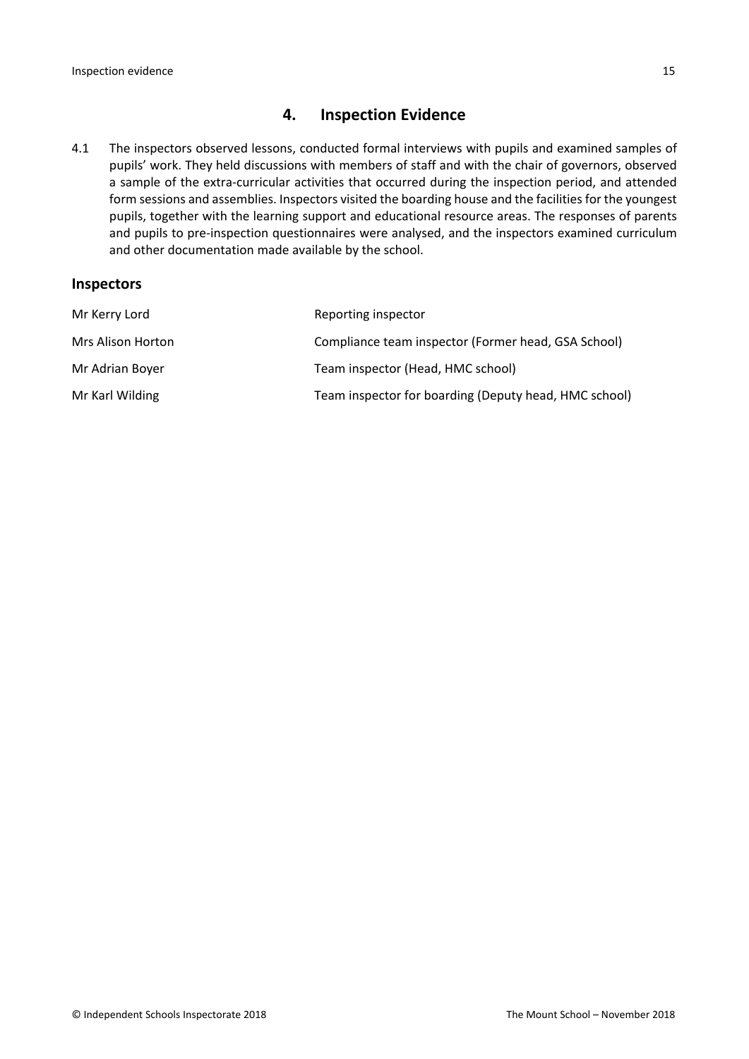## 4. Inspection Evidence

4.1 The inspectors observed lessons, conducted formal interviews with pupils and examined samples of pupils' work. They held discussions with members of staff and with the chair of governors, observed a sample of the extra-curricular activities that occurred during the inspection period, and attended form sessions and assemblies. Inspectors visited the boarding house and the facilities for the youngest pupils, together with the learning support and educational resource areas. The responses of parents and pupils to pre-inspection questionnaires were analysed, and the inspectors examined curriculum and other documentation made available by the school.

### Inspectors

| | |
|---|---|
| Mr Kerry Lord | Reporting inspector |
| Mrs Alison Horton | Compliance team inspector (Former head, GSA School) |
| Mr Adrian Boyer | Team inspector (Head, HMC school) |
| Mr Karl Wilding | Team inspector for boarding (Deputy head, HMC school) |